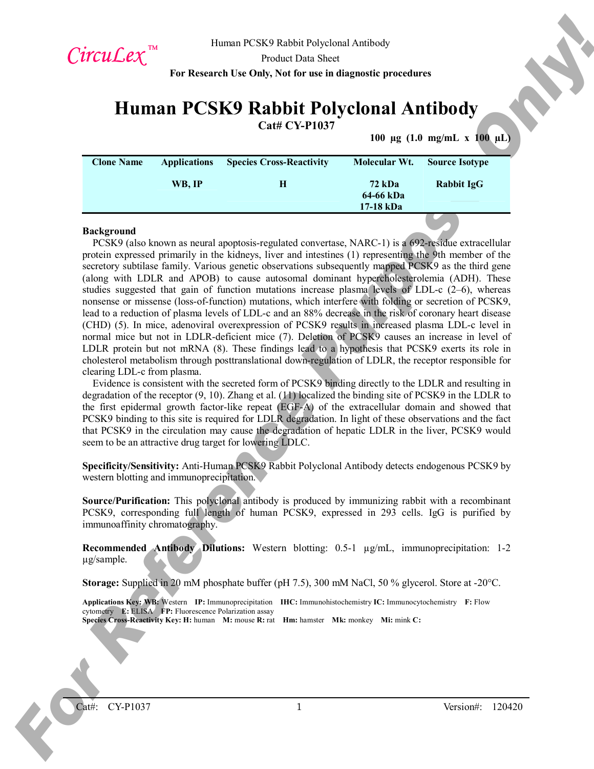CircuLex™

Human PCSK9 Rabbit Polyclonal Antibody
Product Data Sheet
**For Research Use Only, Not for use in diagnostic procedures**

# Human PCSK9 Rabbit Polyclonal Antibody

**Cat# CY-P1037**

**100 µg (1.0 mg/mL x 100 µL)**

| Clone Name | Applications | Species Cross-Reactivity | Molecular Wt. | Source Isotype |
|---|---|---|---|---|
| | WB, IP | H | 72 kDa<br>64-66 kDa<br>17-18 kDa | Rabbit IgG |

**Background**

PCSK9 (also known as neural apoptosis-regulated convertase, NARC-1) is a 692-residue extracellular protein expressed primarily in the kidneys, liver and intestines (1) representing the 9th member of the secretory subtilase family. Various genetic observations subsequently mapped PCSK9 as the third gene (along with LDLR and APOB) to cause autosomal dominant hypercholesterolemia (ADH). These studies suggested that gain of function mutations increase plasma levels of LDL-c (2–6), whereas nonsense or missense (loss-of-function) mutations, which interfere with folding or secretion of PCSK9, lead to a reduction of plasma levels of LDL-c and an 88% decrease in the risk of coronary heart disease (CHD) (5). In mice, adenoviral overexpression of PCSK9 results in increased plasma LDL-c level in normal mice but not in LDLR-deficient mice (7). Deletion of PCSK9 causes an increase in level of LDLR protein but not mRNA (8). These findings lead to a hypothesis that PCSK9 exerts its role in cholesterol metabolism through posttranslational down-regulation of LDLR, the receptor responsible for clearing LDL-c from plasma.

Evidence is consistent with the secreted form of PCSK9 binding directly to the LDLR and resulting in degradation of the receptor (9, 10). Zhang et al. (11) localized the binding site of PCSK9 in the LDLR to the first epidermal growth factor-like repeat (EGF-A) of the extracellular domain and showed that PCSK9 binding to this site is required for LDLR degradation. In light of these observations and the fact that PCSK9 in the circulation may cause the degradation of hepatic LDLR in the liver, PCSK9 would seem to be an attractive drug target for lowering LDLC.

**Specificity/Sensitivity:** Anti-Human PCSK9 Rabbit Polyclonal Antibody detects endogenous PCSK9 by western blotting and immunoprecipitation.

**Source/Purification:** This polyclonal antibody is produced by immunizing rabbit with a recombinant PCSK9, corresponding full length of human PCSK9, expressed in 293 cells. IgG is purified by immunoaffinity chromatography.

**Recommended Antibody Dilutions:** Western blotting: 0.5-1 µg/mL, immunoprecipitation: 1-2 µg/sample.

**Storage:** Supplied in 20 mM phosphate buffer (pH 7.5), 300 mM NaCl, 50 % glycerol. Store at -20°C.

**Applications Key: WB:** Western **IP:** Immunoprecipitation **IHC:** Immunohistochemistry **IC:** Immunocytochemistry **F:** Flow cytometry **E:** ELISA **FP:** Fluorescence Polarization assay
**Species Cross-Reactivity Key: H:** human **M:** mouse **R:** rat **Hm:** hamster **Mk:** monkey **Mi:** mink **C:**

Cat#: CY-P1037 Version#: 120420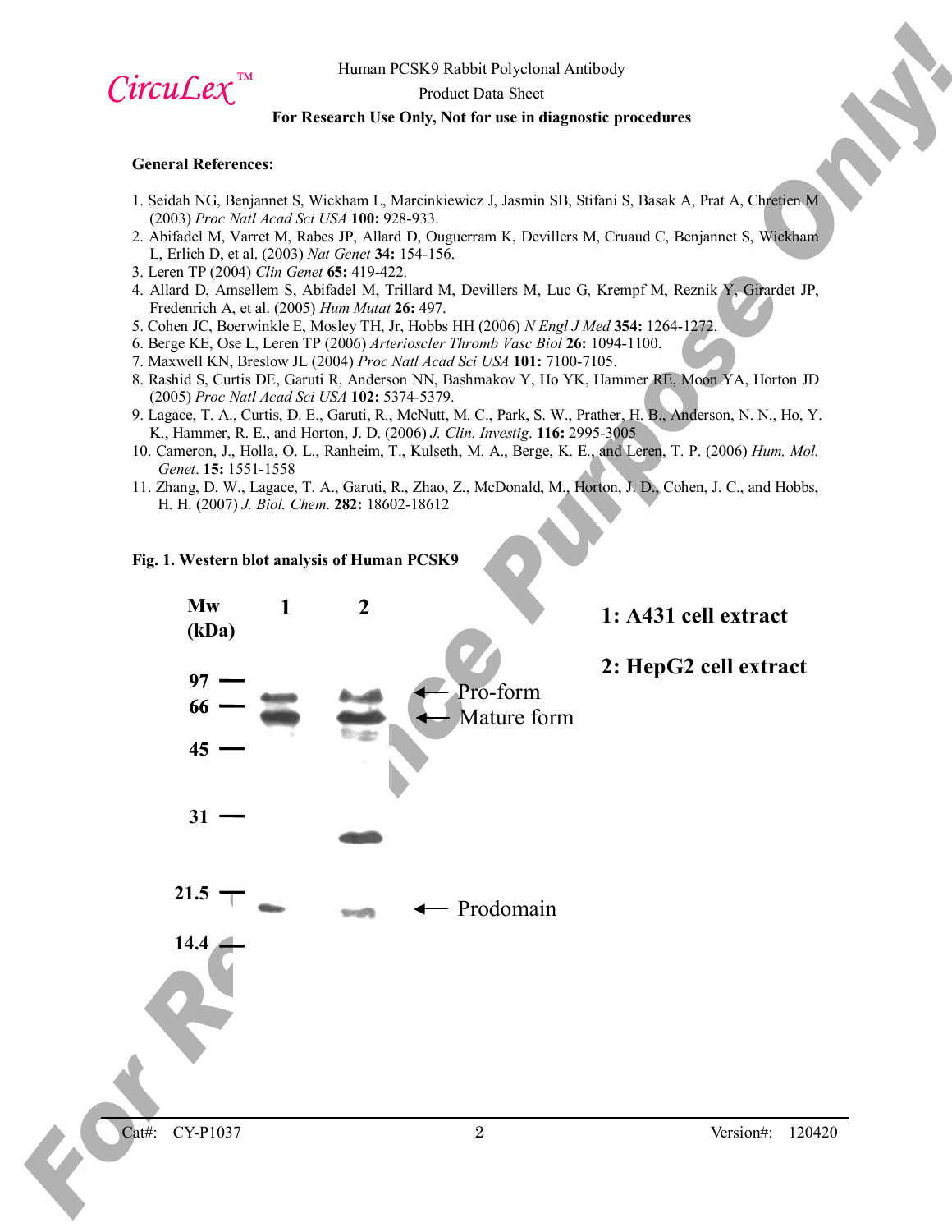**General References:**

1. Seidah NG, Benjannet S, Wickham L, Marcinkiewicz J, Jasmin SB, Stifani S, Basak A, Prat A, Chretien M (2003) *Proc Natl Acad Sci USA* **100:** 928-933.
2. Abifadel M, Varret M, Rabes JP, Allard D, Ouguerram K, Devillers M, Cruaud C, Benjannet S, Wickham L, Erlich D, et al. (2003) *Nat Genet* **34:** 154-156.
3. Leren TP (2004) *Clin Genet* **65:** 419-422.
4. Allard D, Amsellem S, Abifadel M, Trillard M, Devillers M, Luc G, Krempf M, Reznik Y, Girardet JP, Fredenrich A, et al. (2005) *Hum Mutat* **26:** 497.
5. Cohen JC, Boerwinkle E, Mosley TH, Jr, Hobbs HH (2006) *N Engl J Med* **354:** 1264-1272.
6. Berge KE, Ose L, Leren TP (2006) *Arterioscler Thromb Vasc Biol* **26:** 1094-1100.
7. Maxwell KN, Breslow JL (2004) *Proc Natl Acad Sci USA* **101:** 7100-7105.
8. Rashid S, Curtis DE, Garuti R, Anderson NN, Bashmakov Y, Ho YK, Hammer RE, Moon YA, Horton JD (2005) *Proc Natl Acad Sci USA* **102:** 5374-5379.
9. Lagace, T. A., Curtis, D. E., Garuti, R., McNutt, M. C., Park, S. W., Prather, H. B., Anderson, N. N., Ho, Y. K., Hammer, R. E., and Horton, J. D. (2006) *J. Clin. Investig.* **116:** 2995-3005
10. Cameron, J., Holla, O. L., Ranheim, T., Kulseth, M. A., Berge, K. E., and Leren, T. P. (2006) *Hum. Mol. Genet*. **15:** 1551-1558
11. Zhang, D. W., Lagace, T. A., Garuti, R., Zhao, Z., McDonald, M., Horton, J. D., Cohen, J. C., and Hobbs, H. H. (2007) *J. Biol. Chem*. **282:** 18602-18612

**Fig. 1. Western blot analysis of Human PCSK9**

1: A431 cell extract

2: HepG2 cell extract

Mw (kDa): 97, 66, 45, 31, 21.5, 14.4

Pro-form
Mature form
Prodomain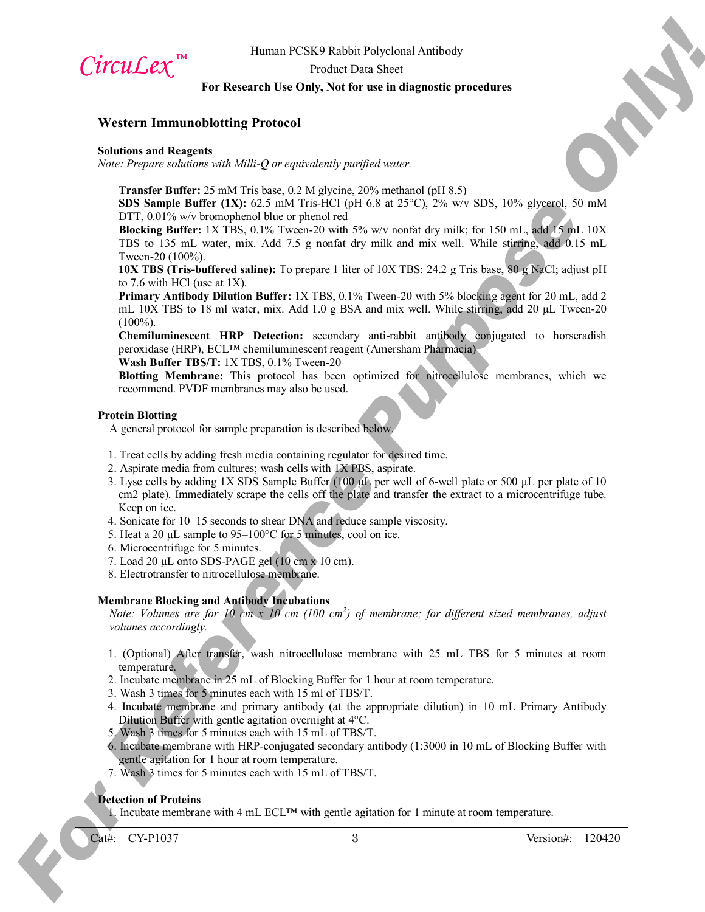## Western Immunoblotting Protocol

### Solutions and Reagents

*Note: Prepare solutions with Milli-Q or equivalently purified water.*

**Transfer Buffer:** 25 mM Tris base, 0.2 M glycine, 20% methanol (pH 8.5)
**SDS Sample Buffer (1X):** 62.5 mM Tris-HCl (pH 6.8 at 25°C), 2% w/v SDS, 10% glycerol, 50 mM DTT, 0.01% w/v bromophenol blue or phenol red
**Blocking Buffer:** 1X TBS, 0.1% Tween-20 with 5% w/v nonfat dry milk; for 150 mL, add 15 mL 10X TBS to 135 mL water, mix. Add 7.5 g nonfat dry milk and mix well. While stirring, add 0.15 mL Tween-20 (100%).
**10X TBS (Tris-buffered saline):** To prepare 1 liter of 10X TBS: 24.2 g Tris base, 80 g NaCl; adjust pH to 7.6 with HCl (use at 1X).
**Primary Antibody Dilution Buffer:** 1X TBS, 0.1% Tween-20 with 5% blocking agent for 20 mL, add 2 mL 10X TBS to 18 ml water, mix. Add 1.0 g BSA and mix well. While stirring, add 20 µL Tween-20 (100%).
**Chemiluminescent HRP Detection:** secondary anti-rabbit antibody conjugated to horseradish peroxidase (HRP), ECL™ chemiluminescent reagent (Amersham Pharmacia)
**Wash Buffer TBS/T:** 1X TBS, 0.1% Tween-20
**Blotting Membrane:** This protocol has been optimized for nitrocellulose membranes, which we recommend. PVDF membranes may also be used.

### Protein Blotting

A general protocol for sample preparation is described below.

1. Treat cells by adding fresh media containing regulator for desired time.
2. Aspirate media from cultures; wash cells with 1X PBS, aspirate.
3. Lyse cells by adding 1X SDS Sample Buffer (100 µL per well of 6-well plate or 500 µL per plate of 10 cm2 plate). Immediately scrape the cells off the plate and transfer the extract to a microcentrifuge tube. Keep on ice.
4. Sonicate for 10–15 seconds to shear DNA and reduce sample viscosity.
5. Heat a 20 µL sample to 95–100°C for 5 minutes, cool on ice.
6. Microcentrifuge for 5 minutes.
7. Load 20 µL onto SDS-PAGE gel (10 cm x 10 cm).
8. Electrotransfer to nitrocellulose membrane.

### Membrane Blocking and Antibody Incubations

*Note: Volumes are for 10 cm x 10 cm (100 cm$^2$) of membrane; for different sized membranes, adjust volumes accordingly.*

1. (Optional) After transfer, wash nitrocellulose membrane with 25 mL TBS for 5 minutes at room temperature.
2. Incubate membrane in 25 mL of Blocking Buffer for 1 hour at room temperature.
3. Wash 3 times for 5 minutes each with 15 ml of TBS/T.
4. Incubate membrane and primary antibody (at the appropriate dilution) in 10 mL Primary Antibody Dilution Buffer with gentle agitation overnight at 4°C.
5. Wash 3 times for 5 minutes each with 15 mL of TBS/T.
6. Incubate membrane with HRP-conjugated secondary antibody (1:3000 in 10 mL of Blocking Buffer with gentle agitation for 1 hour at room temperature.
7. Wash 3 times for 5 minutes each with 15 mL of TBS/T.

### Detection of Proteins

1. Incubate membrane with 4 mL ECL™ with gentle agitation for 1 minute at room temperature.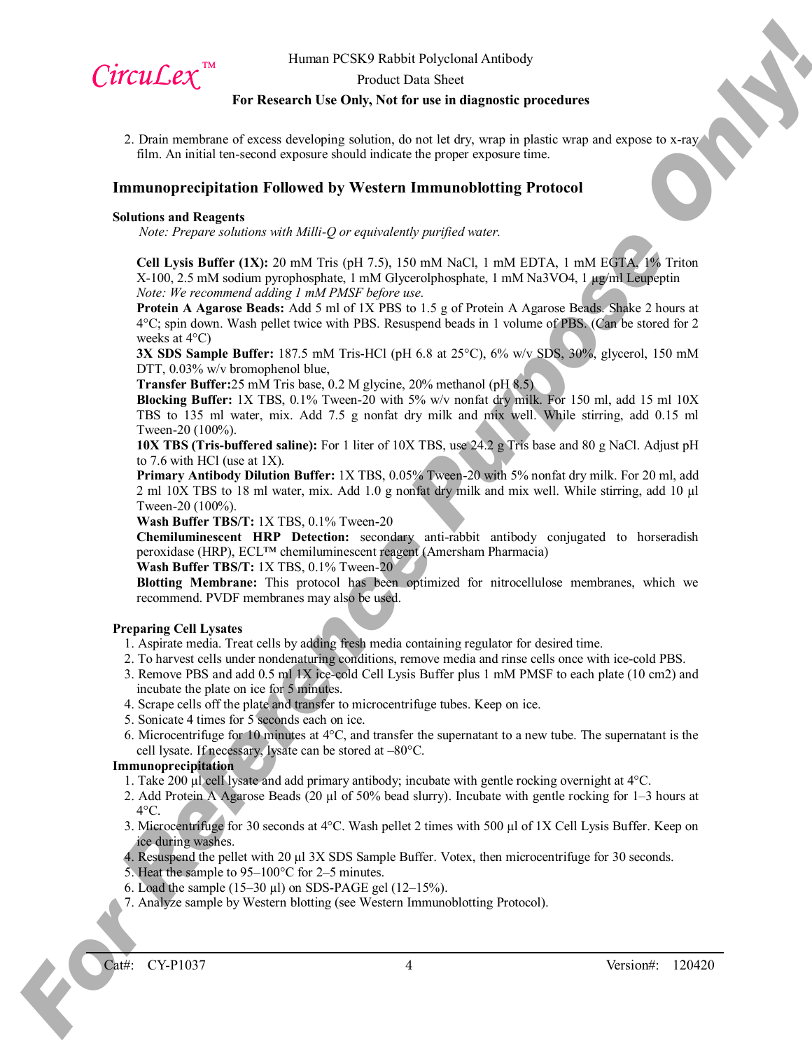2. Drain membrane of excess developing solution, do not let dry, wrap in plastic wrap and expose to x-ray film. An initial ten-second exposure should indicate the proper exposure time.

## Immunoprecipitation Followed by Western Immunoblotting Protocol

**Solutions and Reagents**

*Note: Prepare solutions with Milli-Q or equivalently purified water.*

**Cell Lysis Buffer (1X):** 20 mM Tris (pH 7.5), 150 mM NaCl, 1 mM EDTA, 1 mM EGTA, 1% Triton X-100, 2.5 mM sodium pyrophosphate, 1 mM Glycerolphosphate, 1 mM $Na_3VO_4$, 1 µg/ml Leupeptin
*Note: We recommend adding 1 mM PMSF before use.*

**Protein A Agarose Beads:** Add 5 ml of 1X PBS to 1.5 g of Protein A Agarose Beads. Shake 2 hours at 4°C; spin down. Wash pellet twice with PBS. Resuspend beads in 1 volume of PBS. (Can be stored for 2 weeks at 4°C)

**3X SDS Sample Buffer:** 187.5 mM Tris-HCl (pH 6.8 at 25°C), 6% w/v SDS, 30%, glycerol, 150 mM DTT, 0.03% w/v bromophenol blue,

**Transfer Buffer:**25 mM Tris base, 0.2 M glycine, 20% methanol (pH 8.5)

**Blocking Buffer:** 1X TBS, 0.1% Tween-20 with 5% w/v nonfat dry milk. For 150 ml, add 15 ml 10X TBS to 135 ml water, mix. Add 7.5 g nonfat dry milk and mix well. While stirring, add 0.15 ml Tween-20 (100%).

**10X TBS (Tris-buffered saline):** For 1 liter of 10X TBS, use 24.2 g Tris base and 80 g NaCl. Adjust pH to 7.6 with HCl (use at 1X).

**Primary Antibody Dilution Buffer:** 1X TBS, 0.05% Tween-20 with 5% nonfat dry milk. For 20 ml, add 2 ml 10X TBS to 18 ml water, mix. Add 1.0 g nonfat dry milk and mix well. While stirring, add 10 µl Tween-20 (100%).

**Wash Buffer TBS/T:** 1X TBS, 0.1% Tween-20

**Chemiluminescent HRP Detection:** secondary anti-rabbit antibody conjugated to horseradish peroxidase (HRP), ECL™ chemiluminescent reagent (Amersham Pharmacia)

**Wash Buffer TBS/T:** 1X TBS, 0.1% Tween-20

**Blotting Membrane:** This protocol has been optimized for nitrocellulose membranes, which we recommend. PVDF membranes may also be used.

**Preparing Cell Lysates**

1. Aspirate media. Treat cells by adding fresh media containing regulator for desired time.
2. To harvest cells under nondenaturing conditions, remove media and rinse cells once with ice-cold PBS.
3. Remove PBS and add 0.5 ml 1X ice-cold Cell Lysis Buffer plus 1 mM PMSF to each plate (10 cm2) and incubate the plate on ice for 5 minutes.
4. Scrape cells off the plate and transfer to microcentrifuge tubes. Keep on ice.
5. Sonicate 4 times for 5 seconds each on ice.
6. Microcentrifuge for 10 minutes at 4°C, and transfer the supernatant to a new tube. The supernatant is the cell lysate. If necessary, lysate can be stored at –80°C.

**Immunoprecipitation**

1. Take 200 µl cell lysate and add primary antibody; incubate with gentle rocking overnight at 4°C.
2. Add Protein A Agarose Beads (20 µl of 50% bead slurry). Incubate with gentle rocking for 1–3 hours at 4°C.
3. Microcentrifuge for 30 seconds at 4°C. Wash pellet 2 times with 500 µl of 1X Cell Lysis Buffer. Keep on ice during washes.
4. Resuspend the pellet with 20 µl 3X SDS Sample Buffer. Votex, then microcentrifuge for 30 seconds.
5. Heat the sample to 95–100°C for 2–5 minutes.
6. Load the sample (15–30 µl) on SDS-PAGE gel (12–15%).
7. Analyze sample by Western blotting (see Western Immunoblotting Protocol).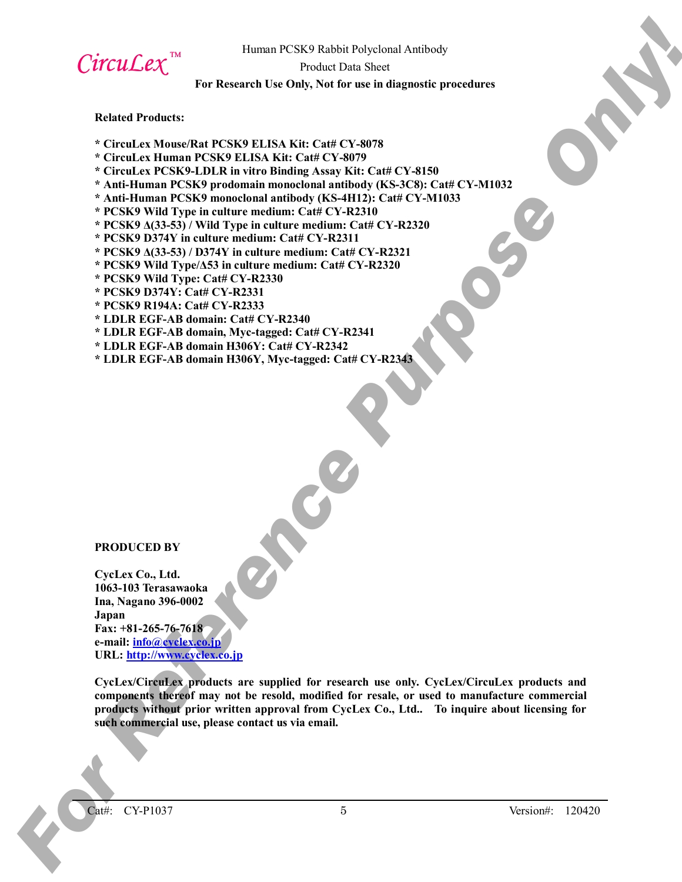**Related Products:**

* CircuLex Mouse/Rat PCSK9 ELISA Kit: Cat# CY-8078
* CircuLex Human PCSK9 ELISA Kit: Cat# CY-8079
* CircuLex PCSK9-LDLR in vitro Binding Assay Kit: Cat# CY-8150
* Anti-Human PCSK9 prodomain monoclonal antibody (KS-3C8): Cat# CY-M1032
* Anti-Human PCSK9 monoclonal antibody (KS-4H12): Cat# CY-M1033
* PCSK9 Wild Type in culture medium: Cat# CY-R2310
* PCSK9 Δ(33-53) / Wild Type in culture medium: Cat# CY-R2320
* PCSK9 D374Y in culture medium: Cat# CY-R2311
* PCSK9 Δ(33-53) / D374Y in culture medium: Cat# CY-R2321
* PCSK9 Wild Type/Δ53 in culture medium: Cat# CY-R2320
* PCSK9 Wild Type: Cat# CY-R2330
* PCSK9 D374Y: Cat# CY-R2331
* PCSK9 R194A: Cat# CY-R2333
* LDLR EGF-AB domain: Cat# CY-R2340
* LDLR EGF-AB domain, Myc-tagged: Cat# CY-R2341
* LDLR EGF-AB domain H306Y: Cat# CY-R2342
* LDLR EGF-AB domain H306Y, Myc-tagged: Cat# CY-R2343

**PRODUCED BY**

**CycLex Co., Ltd.**
**1063-103 Terasawaoka**
**Ina, Nagano 396-0002**
**Japan**
**Fax: +81-265-76-7618**
**e-mail: info@cyclex.co.jp**
**URL: http://www.cyclex.co.jp**

**CycLex/CircuLex products are supplied for research use only. CycLex/CircuLex products and components thereof may not be resold, modified for resale, or used to manufacture commercial products without prior written approval from CycLex Co., Ltd.. To inquire about licensing for such commercial use, please contact us via email.**